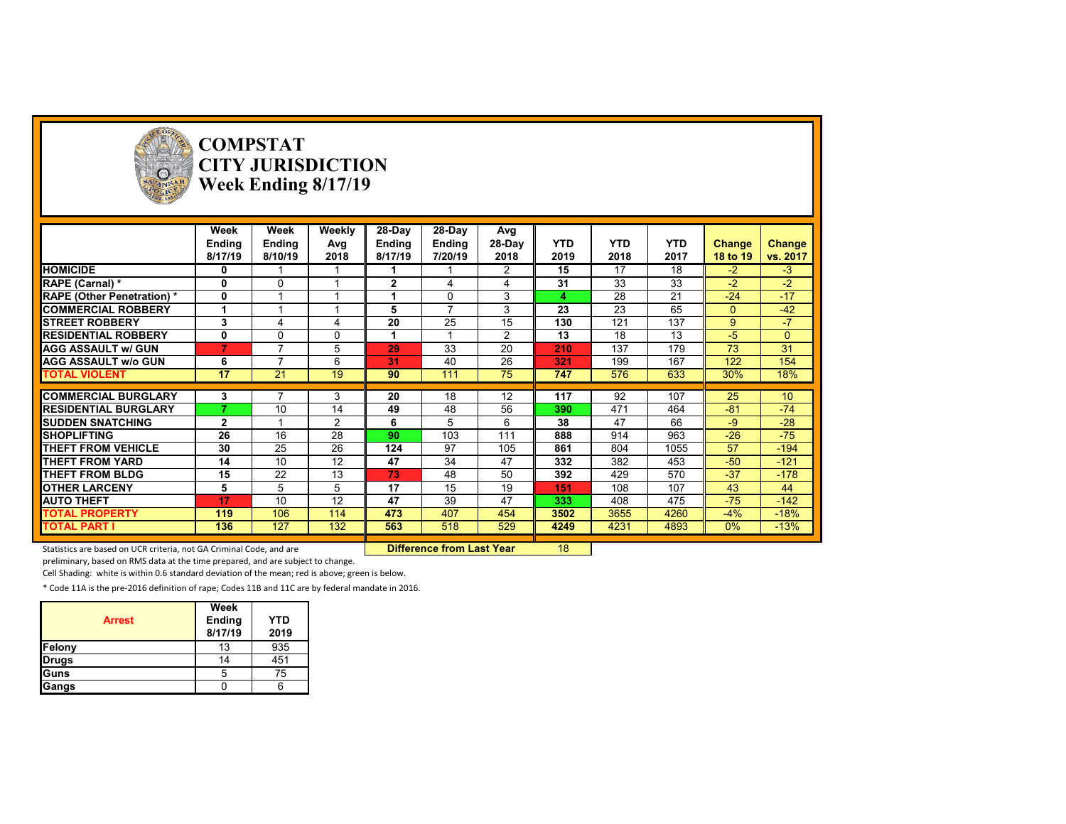# COMPSTAT
# CITY JURISDICTION
# Week Ending 8/17/19

| | Week Ending 8/17/19 | Week Ending 8/10/19 | Weekly Avg 2018 | 28-Day Ending 8/17/19 | 28-Day Ending 7/20/19 | Avg 28-Day 2018 | YTD 2019 | YTD 2018 | YTD 2017 | Change 18 to 19 | Change vs. 2017 |
|---|---|---|---|---|---|---|---|---|---|---|---|
| **HOMICIDE** | **0** | 1 | 1 | **1** | 1 | 2 | **15** | 17 | 18 | -2 | -3 |
| **RAPE (Carnal) *** | **0** | 0 | 1 | **2** | 4 | 4 | **31** | 33 | 33 | -2 | -2 |
| **RAPE (Other Penetration) *** | **0** | 1 | 1 | **1** | 0 | 3 | **4** | 28 | 21 | -24 | -17 |
| **COMMERCIAL ROBBERY** | **1** | 1 | 1 | **5** | 7 | 3 | **23** | 23 | 65 | 0 | -42 |
| **STREET ROBBERY** | **3** | 4 | 4 | **20** | 25 | 15 | **130** | 121 | 137 | 9 | -7 |
| **RESIDENTIAL ROBBERY** | **0** | 0 | 0 | **1** | 1 | 2 | **13** | 18 | 13 | -5 | 0 |
| **AGG ASSAULT w/ GUN** | **7** | 7 | 5 | **29** | 33 | 20 | **210** | 137 | 179 | 73 | 31 |
| **AGG ASSAULT w/o GUN** | **6** | 7 | 6 | **31** | 40 | 26 | **321** | 199 | 167 | 122 | 154 |
| **TOTAL VIOLENT** | **17** | 21 | 19 | **90** | 111 | 75 | **747** | 576 | 633 | 30% | 18% |
| **COMMERCIAL BURGLARY** | **3** | 7 | 3 | **20** | 18 | 12 | **117** | 92 | 107 | 25 | 10 |
| **RESIDENTIAL BURGLARY** | **7** | 10 | 14 | **49** | 48 | 56 | **390** | 471 | 464 | -81 | -74 |
| **SUDDEN SNATCHING** | **2** | 1 | 2 | **6** | 5 | 6 | **38** | 47 | 66 | -9 | -28 |
| **SHOPLIFTING** | **26** | 16 | 28 | **90** | 103 | 111 | **888** | 914 | 963 | -26 | -75 |
| **THEFT FROM VEHICLE** | **30** | 25 | 26 | **124** | 97 | 105 | **861** | 804 | 1055 | 57 | -194 |
| **THEFT FROM YARD** | **14** | 10 | 12 | **47** | 34 | 47 | **332** | 382 | 453 | -50 | -121 |
| **THEFT FROM BLDG** | **15** | 22 | 13 | **73** | 48 | 50 | **392** | 429 | 570 | -37 | -178 |
| **OTHER LARCENY** | **5** | 5 | 5 | **17** | 15 | 19 | **151** | 108 | 107 | 43 | 44 |
| **AUTO THEFT** | **17** | 10 | 12 | **47** | 39 | 47 | **333** | 408 | 475 | -75 | -142 |
| **TOTAL PROPERTY** | **119** | 106 | 114 | **473** | 407 | 454 | **3502** | 3655 | 4260 | -4% | -18% |
| **TOTAL PART I** | **136** | 127 | 132 | **563** | 518 | 529 | **4249** | 4231 | 4893 | 0% | -13% |

**Difference from Last Year**: 18

Statistics are based on UCR criteria, not GA Criminal Code, and are preliminary, based on RMS data at the time prepared, and are subject to change.

Cell Shading: white is within 0.6 standard deviation of the mean; red is above; green is below.

* Code 11A is the pre-2016 definition of rape; Codes 11B and 11C are by federal mandate in 2016.

| Arrest | Week Ending 8/17/19 | YTD 2019 |
|---|---|---|
| **Felony** | 13 | 935 |
| **Drugs** | 14 | 451 |
| **Guns** | 5 | 75 |
| **Gangs** | 0 | 6 |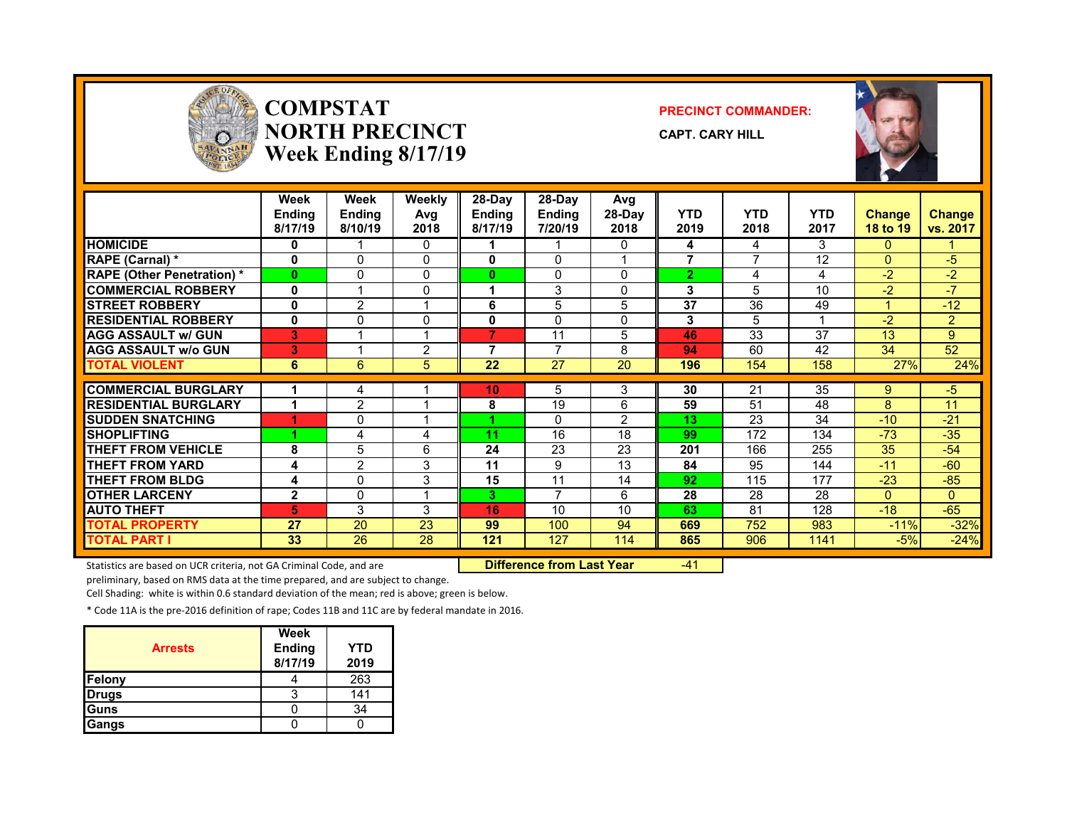# COMPSTAT NORTH PRECINCT
## Week Ending 8/17/19

**PRECINCT COMMANDER:**

**CAPT. CARY HILL**

| | Week Ending 8/17/19 | Week Ending 8/10/19 | Weekly Avg 2018 | 28-Day Ending 8/17/19 | 28-Day Ending 7/20/19 | Avg 28-Day 2018 | YTD 2019 | YTD 2018 | YTD 2017 | Change 18 to 19 | Change vs. 2017 |
|---|---|---|---|---|---|---|---|---|---|---|---|
| HOMICIDE | 0 | 1 | 0 | 1 | 1 | 0 | 4 | 4 | 3 | 0 | 1 |
| RAPE (Carnal) * | 0 | 0 | 0 | 0 | 0 | 1 | 7 | 7 | 12 | 0 | -5 |
| RAPE (Other Penetration) * | 0 | 0 | 0 | 0 | 0 | 0 | 2 | 4 | 4 | -2 | -2 |
| COMMERCIAL ROBBERY | 0 | 1 | 0 | 1 | 3 | 0 | 3 | 5 | 10 | -2 | -7 |
| STREET ROBBERY | 0 | 2 | 1 | 6 | 5 | 5 | 37 | 36 | 49 | 1 | -12 |
| RESIDENTIAL ROBBERY | 0 | 0 | 0 | 0 | 0 | 0 | 3 | 5 | 1 | -2 | 2 |
| AGG ASSAULT w/ GUN | 3 | 1 | 1 | 7 | 11 | 5 | 46 | 33 | 37 | 13 | 9 |
| AGG ASSAULT w/o GUN | 3 | 1 | 2 | 7 | 7 | 8 | 94 | 60 | 42 | 34 | 52 |
| TOTAL VIOLENT | 6 | 6 | 5 | 22 | 27 | 20 | 196 | 154 | 158 | 27% | 24% |
| COMMERCIAL BURGLARY | 1 | 4 | 1 | 10 | 5 | 3 | 30 | 21 | 35 | 9 | -5 |
| RESIDENTIAL BURGLARY | 1 | 2 | 1 | 8 | 19 | 6 | 59 | 51 | 48 | 8 | 11 |
| SUDDEN SNATCHING | 1 | 0 | 1 | 1 | 0 | 2 | 13 | 23 | 34 | -10 | -21 |
| SHOPLIFTING | 1 | 4 | 4 | 11 | 16 | 18 | 99 | 172 | 134 | -73 | -35 |
| THEFT FROM VEHICLE | 8 | 5 | 6 | 24 | 23 | 23 | 201 | 166 | 255 | 35 | -54 |
| THEFT FROM YARD | 4 | 2 | 3 | 11 | 9 | 13 | 84 | 95 | 144 | -11 | -60 |
| THEFT FROM BLDG | 4 | 0 | 3 | 15 | 11 | 14 | 92 | 115 | 177 | -23 | -85 |
| OTHER LARCENY | 2 | 0 | 1 | 3 | 7 | 6 | 28 | 28 | 28 | 0 | 0 |
| AUTO THEFT | 5 | 3 | 3 | 16 | 10 | 10 | 63 | 81 | 128 | -18 | -65 |
| TOTAL PROPERTY | 27 | 20 | 23 | 99 | 100 | 94 | 669 | 752 | 983 | -11% | -32% |
| TOTAL PART I | 33 | 26 | 28 | 121 | 127 | 114 | 865 | 906 | 1141 | -5% | -24% |

Statistics are based on UCR criteria, not GA Criminal Code, and are preliminary, based on RMS data at the time prepared, and are subject to change.

**Difference from Last Year** -41

Cell Shading: white is within 0.6 standard deviation of the mean; red is above; green is below.

* Code 11A is the pre-2016 definition of rape; Codes 11B and 11C are by federal mandate in 2016.

| Arrests | Week Ending 8/17/19 | YTD 2019 |
|---|---|---|
| Felony | 4 | 263 |
| Drugs | 3 | 141 |
| Guns | 0 | 34 |
| Gangs | 0 | 0 |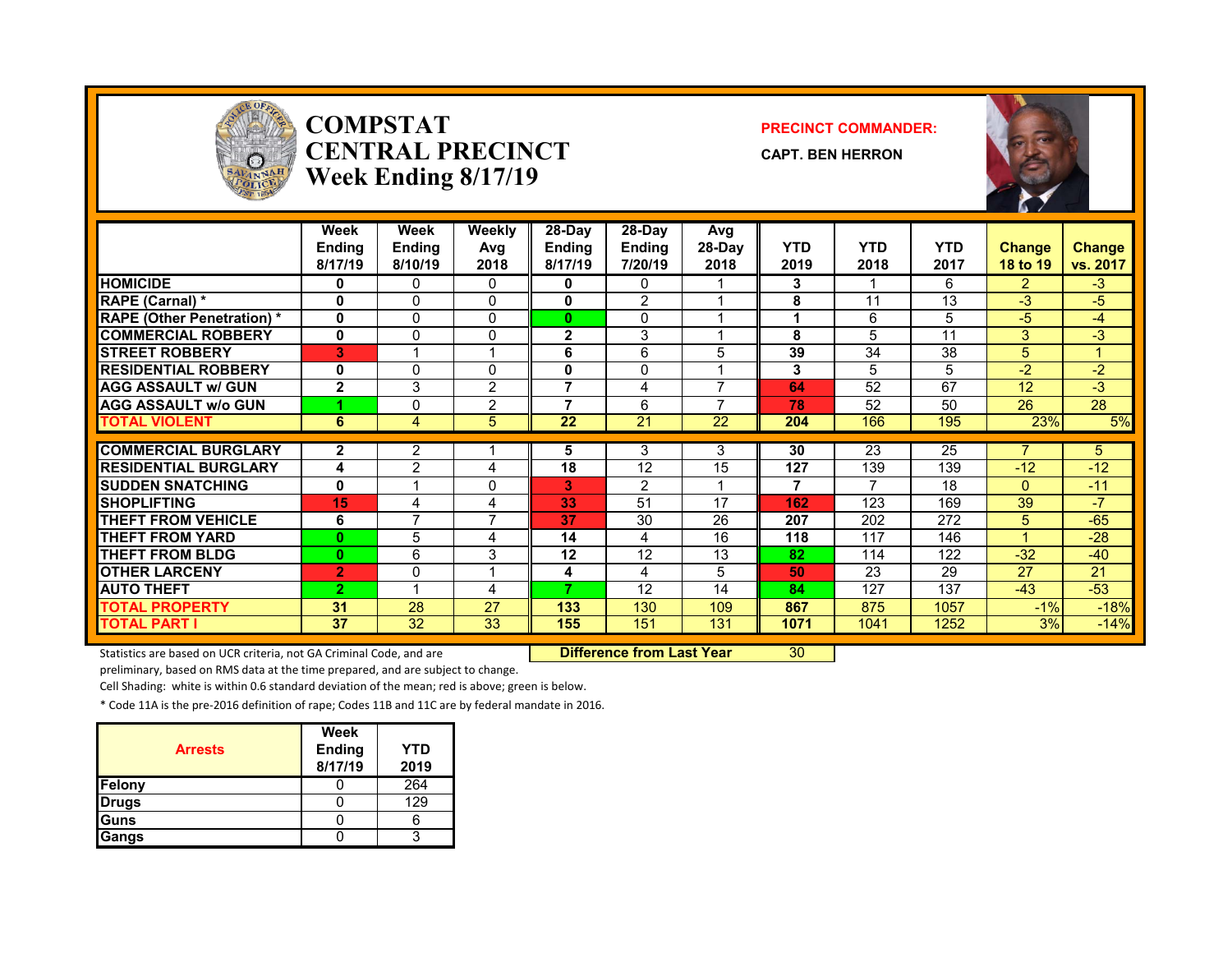# COMPSTAT
# CENTRAL PRECINCT
## Week Ending 8/17/19

**PRECINCT COMMANDER:**

**CAPT. BEN HERRON**

| | Week Ending 8/17/19 | Week Ending 8/10/19 | Weekly Avg 2018 | 28-Day Ending 8/17/19 | 28-Day Ending 7/20/19 | Avg 28-Day 2018 | YTD 2019 | YTD 2018 | YTD 2017 | Change 18 to 19 | Change vs. 2017 |
|---|---|---|---|---|---|---|---|---|---|---|---|
| HOMICIDE | 0 | 0 | 0 | 0 | 0 | 1 | 3 | 1 | 6 | 2 | -3 |
| RAPE (Carnal) * | 0 | 0 | 0 | 0 | 2 | 1 | 8 | 11 | 13 | -3 | -5 |
| RAPE (Other Penetration) * | 0 | 0 | 0 | 0 | 0 | 1 | 1 | 6 | 5 | -5 | -4 |
| COMMERCIAL ROBBERY | 0 | 0 | 0 | 2 | 3 | 1 | 8 | 5 | 11 | 3 | -3 |
| STREET ROBBERY | 3 | 1 | 1 | 6 | 6 | 5 | 39 | 34 | 38 | 5 | 1 |
| RESIDENTIAL ROBBERY | 0 | 0 | 0 | 0 | 0 | 1 | 3 | 5 | 5 | -2 | -2 |
| AGG ASSAULT w/ GUN | 2 | 3 | 2 | 7 | 4 | 7 | 64 | 52 | 67 | 12 | -3 |
| AGG ASSAULT w/o GUN | 1 | 0 | 2 | 7 | 6 | 7 | 78 | 52 | 50 | 26 | 28 |
| TOTAL VIOLENT | 6 | 4 | 5 | 22 | 21 | 22 | 204 | 166 | 195 | 23% | 5% |
| COMMERCIAL BURGLARY | 2 | 2 | 1 | 5 | 3 | 3 | 30 | 23 | 25 | 7 | 5 |
| RESIDENTIAL BURGLARY | 4 | 2 | 4 | 18 | 12 | 15 | 127 | 139 | 139 | -12 | -12 |
| SUDDEN SNATCHING | 0 | 1 | 0 | 3 | 2 | 1 | 7 | 7 | 18 | 0 | -11 |
| SHOPLIFTING | 15 | 4 | 4 | 33 | 51 | 17 | 162 | 123 | 169 | 39 | -7 |
| THEFT FROM VEHICLE | 6 | 7 | 7 | 37 | 30 | 26 | 207 | 202 | 272 | 5 | -65 |
| THEFT FROM YARD | 0 | 5 | 4 | 14 | 4 | 16 | 118 | 117 | 146 | 1 | -28 |
| THEFT FROM BLDG | 0 | 6 | 3 | 12 | 12 | 13 | 82 | 114 | 122 | -32 | -40 |
| OTHER LARCENY | 2 | 0 | 1 | 4 | 4 | 5 | 50 | 23 | 29 | 27 | 21 |
| AUTO THEFT | 2 | 1 | 4 | 7 | 12 | 14 | 84 | 127 | 137 | -43 | -53 |
| TOTAL PROPERTY | 31 | 28 | 27 | 133 | 130 | 109 | 867 | 875 | 1057 | -1% | -18% |
| TOTAL PART I | 37 | 32 | 33 | 155 | 151 | 131 | 1071 | 1041 | 1252 | 3% | -14% |

**Difference from Last Year** 30

Statistics are based on UCR criteria, not GA Criminal Code, and are preliminary, based on RMS data at the time prepared, and are subject to change.

Cell Shading: white is within 0.6 standard deviation of the mean; red is above; green is below.

* Code 11A is the pre-2016 definition of rape; Codes 11B and 11C are by federal mandate in 2016.

| Arrests | Week Ending 8/17/19 | YTD 2019 |
|---|---|---|
| Felony | 0 | 264 |
| Drugs | 0 | 129 |
| Guns | 0 | 6 |
| Gangs | 0 | 3 |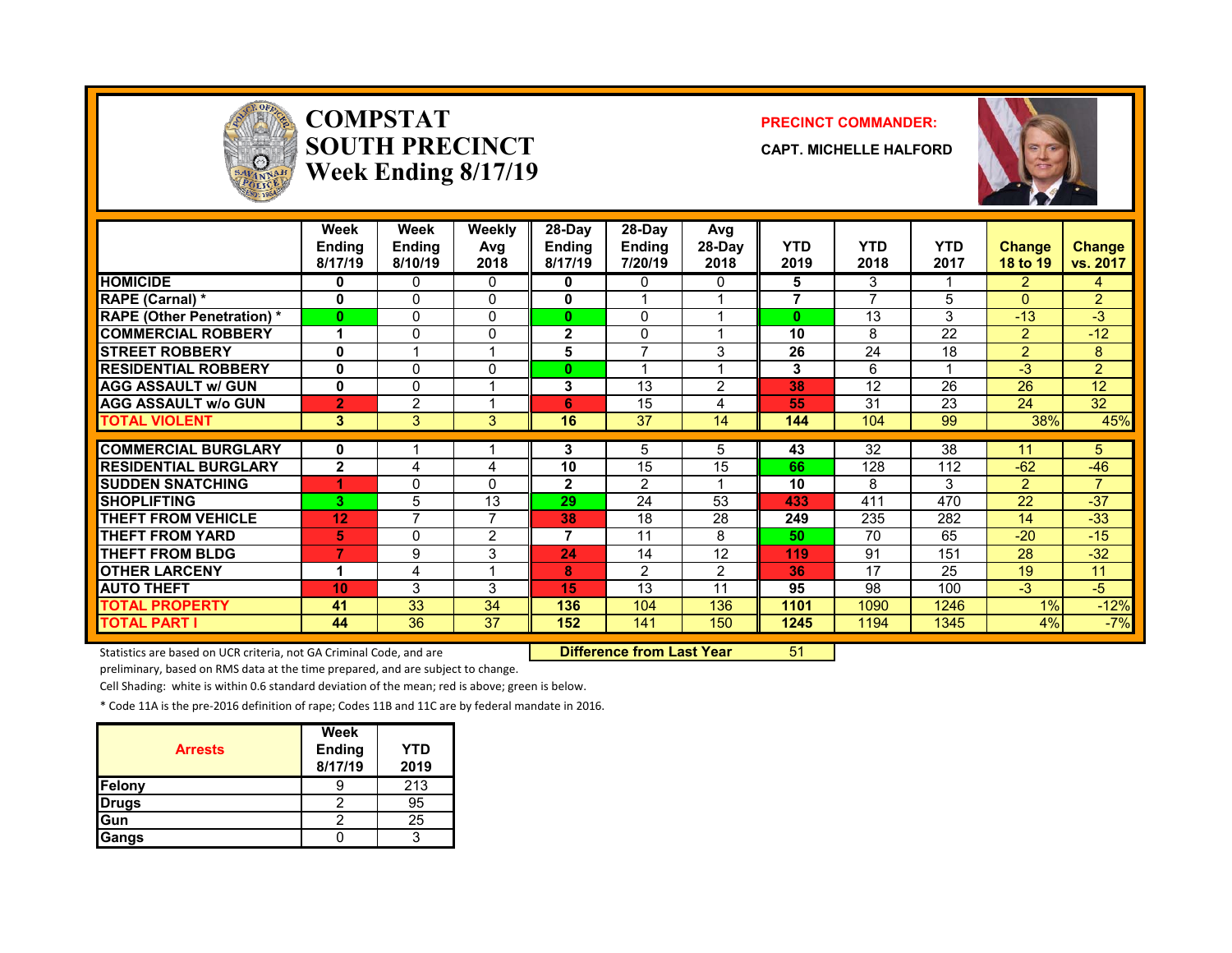# COMPSTAT SOUTH PRECINCT Week Ending 8/17/19

**PRECINCT COMMANDER:**

**CAPT. MICHELLE HALFORD**

| | Week Ending 8/17/19 | Week Ending 8/10/19 | Weekly Avg 2018 | 28-Day Ending 8/17/19 | 28-Day Ending 7/20/19 | Avg 28-Day 2018 | YTD 2019 | YTD 2018 | YTD 2017 | Change 18 to 19 | Change vs. 2017 |
|---|---|---|---|---|---|---|---|---|---|---|---|
| HOMICIDE | 0 | 0 | 0 | 0 | 0 | 0 | 5 | 3 | 1 | 2 | 4 |
| RAPE (Carnal) * | 0 | 0 | 0 | 0 | 1 | 1 | 7 | 7 | 5 | 0 | 2 |
| RAPE (Other Penetration) * | 0 | 0 | 0 | 0 | 0 | 1 | 0 | 13 | 3 | -13 | -3 |
| COMMERCIAL ROBBERY | 1 | 0 | 0 | 2 | 0 | 1 | 10 | 8 | 22 | 2 | -12 |
| STREET ROBBERY | 0 | 1 | 1 | 5 | 7 | 3 | 26 | 24 | 18 | 2 | 8 |
| RESIDENTIAL ROBBERY | 0 | 0 | 0 | 0 | 1 | 1 | 3 | 6 | 1 | -3 | 2 |
| AGG ASSAULT w/ GUN | 0 | 0 | 1 | 3 | 13 | 2 | 38 | 12 | 26 | 26 | 12 |
| AGG ASSAULT w/o GUN | 2 | 2 | 1 | 6 | 15 | 4 | 55 | 31 | 23 | 24 | 32 |
| TOTAL VIOLENT | 3 | 3 | 3 | 16 | 37 | 14 | 144 | 104 | 99 | 38% | 45% |
| COMMERCIAL BURGLARY | 0 | 1 | 1 | 3 | 5 | 5 | 43 | 32 | 38 | 11 | 5 |
| RESIDENTIAL BURGLARY | 2 | 4 | 4 | 10 | 15 | 15 | 66 | 128 | 112 | -62 | -46 |
| SUDDEN SNATCHING | 1 | 0 | 0 | 2 | 2 | 1 | 10 | 8 | 3 | 2 | 7 |
| SHOPLIFTING | 3 | 5 | 13 | 29 | 24 | 53 | 433 | 411 | 470 | 22 | -37 |
| THEFT FROM VEHICLE | 12 | 7 | 7 | 38 | 18 | 28 | 249 | 235 | 282 | 14 | -33 |
| THEFT FROM YARD | 5 | 0 | 2 | 7 | 11 | 8 | 50 | 70 | 65 | -20 | -15 |
| THEFT FROM BLDG | 7 | 9 | 3 | 24 | 14 | 12 | 119 | 91 | 151 | 28 | -32 |
| OTHER LARCENY | 1 | 4 | 1 | 8 | 2 | 2 | 36 | 17 | 25 | 19 | 11 |
| AUTO THEFT | 10 | 3 | 3 | 15 | 13 | 11 | 95 | 98 | 100 | -3 | -5 |
| TOTAL PROPERTY | 41 | 33 | 34 | 136 | 104 | 136 | 1101 | 1090 | 1246 | 1% | -12% |
| TOTAL PART I | 44 | 36 | 37 | 152 | 141 | 150 | 1245 | 1194 | 1345 | 4% | -7% |

**Difference from Last Year** 51

Statistics are based on UCR criteria, not GA Criminal Code, and are preliminary, based on RMS data at the time prepared, and are subject to change.

Cell Shading: white is within 0.6 standard deviation of the mean; red is above; green is below.

* Code 11A is the pre-2016 definition of rape; Codes 11B and 11C are by federal mandate in 2016.

| Arrests | Week Ending 8/17/19 | YTD 2019 |
|---|---|---|
| Felony | 9 | 213 |
| Drugs | 2 | 95 |
| Gun | 2 | 25 |
| Gangs | 0 | 3 |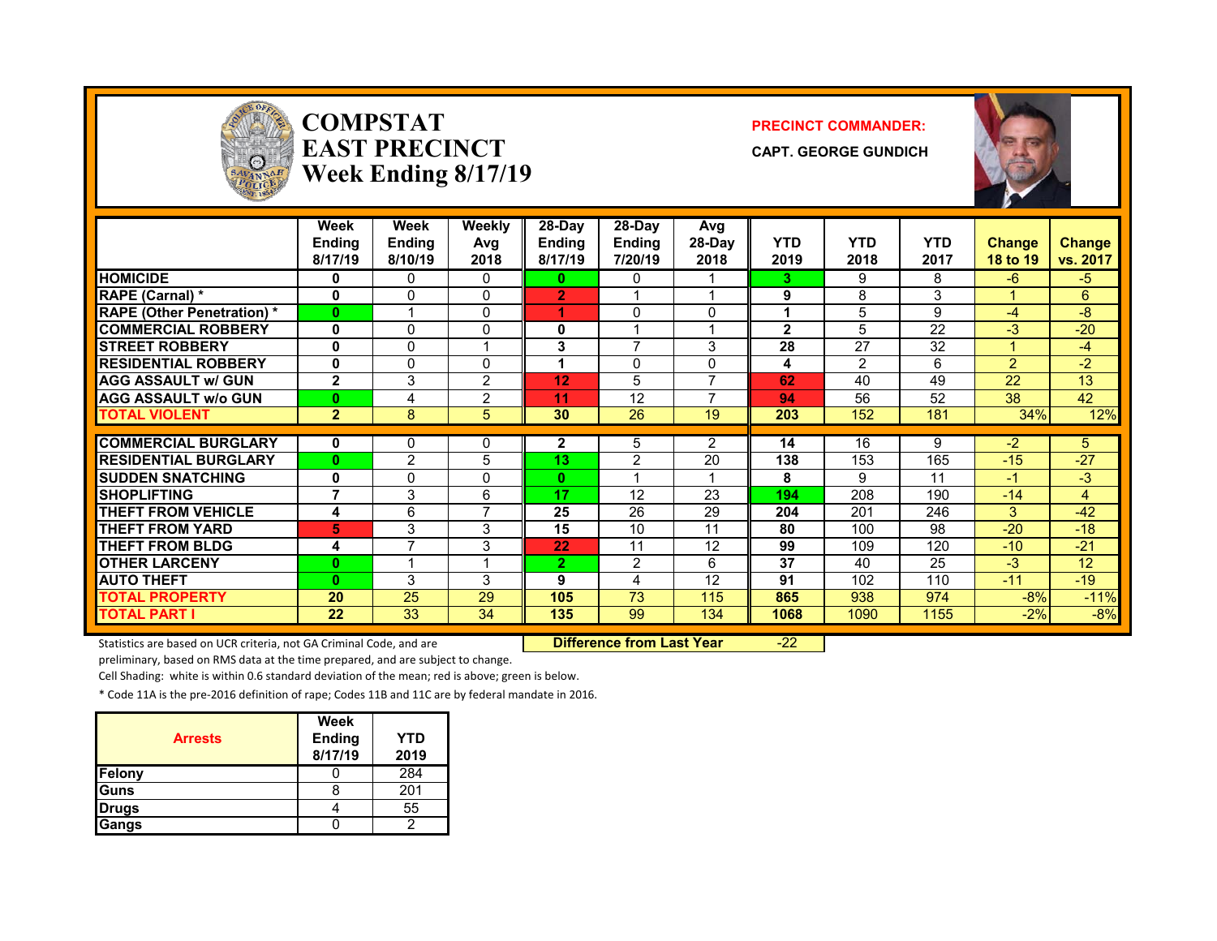# COMPSTAT EAST PRECINCT
## Week Ending 8/17/19

**PRECINCT COMMANDER:**
**CAPT. GEORGE GUNDICH**

| | Week Ending 8/17/19 | Week Ending 8/10/19 | Weekly Avg 2018 | 28-Day Ending 8/17/19 | 28-Day Ending 7/20/19 | Avg 28-Day 2018 | YTD 2019 | YTD 2018 | YTD 2017 | Change 18 to 19 | Change vs. 2017 |
|---|---|---|---|---|---|---|---|---|---|---|---|
| HOMICIDE | 0 | 0 | 0 | 0 | 0 | 1 | 3 | 9 | 8 | -6 | -5 |
| RAPE (Carnal) * | 0 | 0 | 0 | 2 | 1 | 1 | 9 | 8 | 3 | 1 | 6 |
| RAPE (Other Penetration) * | 0 | 1 | 0 | 1 | 0 | 0 | 1 | 5 | 9 | -4 | -8 |
| COMMERCIAL ROBBERY | 0 | 0 | 0 | 0 | 1 | 1 | 2 | 5 | 22 | -3 | -20 |
| STREET ROBBERY | 0 | 0 | 1 | 3 | 7 | 3 | 28 | 27 | 32 | 1 | -4 |
| RESIDENTIAL ROBBERY | 0 | 0 | 0 | 1 | 0 | 0 | 4 | 2 | 6 | 2 | -2 |
| AGG ASSAULT w/ GUN | 2 | 3 | 2 | 12 | 5 | 7 | 62 | 40 | 49 | 22 | 13 |
| AGG ASSAULT w/o GUN | 0 | 4 | 2 | 11 | 12 | 7 | 94 | 56 | 52 | 38 | 42 |
| TOTAL VIOLENT | 2 | 8 | 5 | 30 | 26 | 19 | 203 | 152 | 181 | 34% | 12% |
| COMMERCIAL BURGLARY | 0 | 0 | 0 | 2 | 5 | 2 | 14 | 16 | 9 | -2 | 5 |
| RESIDENTIAL BURGLARY | 0 | 2 | 5 | 13 | 2 | 20 | 138 | 153 | 165 | -15 | -27 |
| SUDDEN SNATCHING | 0 | 0 | 0 | 0 | 1 | 1 | 8 | 9 | 11 | -1 | -3 |
| SHOPLIFTING | 7 | 3 | 6 | 17 | 12 | 23 | 194 | 208 | 190 | -14 | 4 |
| THEFT FROM VEHICLE | 4 | 6 | 7 | 25 | 26 | 29 | 204 | 201 | 246 | 3 | -42 |
| THEFT FROM YARD | 5 | 3 | 3 | 15 | 10 | 11 | 80 | 100 | 98 | -20 | -18 |
| THEFT FROM BLDG | 4 | 7 | 3 | 22 | 11 | 12 | 99 | 109 | 120 | -10 | -21 |
| OTHER LARCENY | 0 | 1 | 1 | 2 | 2 | 6 | 37 | 40 | 25 | -3 | 12 |
| AUTO THEFT | 0 | 3 | 3 | 9 | 4 | 12 | 91 | 102 | 110 | -11 | -19 |
| TOTAL PROPERTY | 20 | 25 | 29 | 105 | 73 | 115 | 865 | 938 | 974 | -8% | -11% |
| TOTAL PART I | 22 | 33 | 34 | 135 | 99 | 134 | 1068 | 1090 | 1155 | -2% | -8% |

**Difference from Last Year** -22

Statistics are based on UCR criteria, not GA Criminal Code, and are preliminary, based on RMS data at the time prepared, and are subject to change.

Cell Shading: white is within 0.6 standard deviation of the mean; red is above; green is below.

* Code 11A is the pre-2016 definition of rape; Codes 11B and 11C are by federal mandate in 2016.

| Arrests | Week Ending 8/17/19 | YTD 2019 |
|---|---|---|
| Felony | 0 | 284 |
| Guns | 8 | 201 |
| Drugs | 4 | 55 |
| Gangs | 0 | 2 |